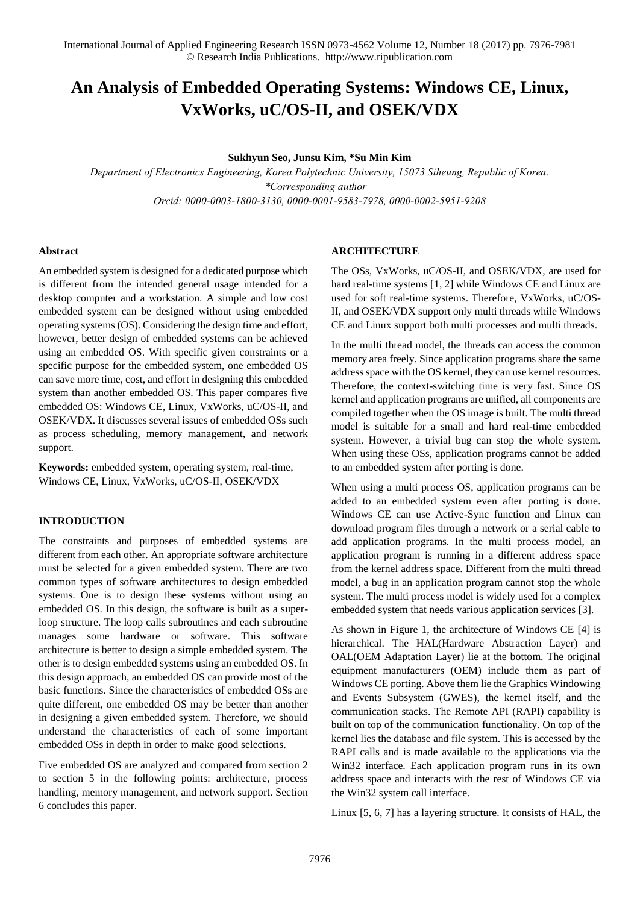# An Analysis of Embedded Operating Systems: Windows CE, Linux, VxWorks, uC/OS-II, and OSEK/VDX

**Sukhyun Seo, Junsu Kim, \*Su Min Kim**

*Department of Electronics Engineering, Korea Polytechnic University, 15073 Siheung, Republic of Korea.*
*\*Corresponding author*
*Orcid: 0000-0003-1800-3130, 0000-0001-9583-7978, 0000-0002-5951-9208*

### Abstract

An embedded system is designed for a dedicated purpose which is different from the intended general usage intended for a desktop computer and a workstation. A simple and low cost embedded system can be designed without using embedded operating systems (OS). Considering the design time and effort, however, better design of embedded systems can be achieved using an embedded OS. With specific given constraints or a specific purpose for the embedded system, one embedded OS can save more time, cost, and effort in designing this embedded system than another embedded OS. This paper compares five embedded OS: Windows CE, Linux, VxWorks, uC/OS-II, and OSEK/VDX. It discusses several issues of embedded OSs such as process scheduling, memory management, and network support.

**Keywords:** embedded system, operating system, real-time, Windows CE, Linux, VxWorks, uC/OS-II, OSEK/VDX

### INTRODUCTION

The constraints and purposes of embedded systems are different from each other. An appropriate software architecture must be selected for a given embedded system. There are two common types of software architectures to design embedded systems. One is to design these systems without using an embedded OS. In this design, the software is built as a super-loop structure. The loop calls subroutines and each subroutine manages some hardware or software. This software architecture is better to design a simple embedded system. The other is to design embedded systems using an embedded OS. In this design approach, an embedded OS can provide most of the basic functions. Since the characteristics of embedded OSs are quite different, one embedded OS may be better than another in designing a given embedded system. Therefore, we should understand the characteristics of each of some important embedded OSs in depth in order to make good selections.

Five embedded OS are analyzed and compared from section 2 to section 5 in the following points: architecture, process handling, memory management, and network support. Section 6 concludes this paper.

### ARCHITECTURE

The OSs, VxWorks, uC/OS-II, and OSEK/VDX, are used for hard real-time systems [1, 2] while Windows CE and Linux are used for soft real-time systems. Therefore, VxWorks, uC/OS-II, and OSEK/VDX support only multi threads while Windows CE and Linux support both multi processes and multi threads.

In the multi thread model, the threads can access the common memory area freely. Since application programs share the same address space with the OS kernel, they can use kernel resources. Therefore, the context-switching time is very fast. Since OS kernel and application programs are unified, all components are compiled together when the OS image is built. The multi thread model is suitable for a small and hard real-time embedded system. However, a trivial bug can stop the whole system. When using these OSs, application programs cannot be added to an embedded system after porting is done.

When using a multi process OS, application programs can be added to an embedded system even after porting is done. Windows CE can use Active-Sync function and Linux can download program files through a network or a serial cable to add application programs. In the multi process model, an application program is running in a different address space from the kernel address space. Different from the multi thread model, a bug in an application program cannot stop the whole system. The multi process model is widely used for a complex embedded system that needs various application services [3].

As shown in Figure 1, the architecture of Windows CE [4] is hierarchical. The HAL(Hardware Abstraction Layer) and OAL(OEM Adaptation Layer) lie at the bottom. The original equipment manufacturers (OEM) include them as part of Windows CE porting. Above them lie the Graphics Windowing and Events Subsystem (GWES), the kernel itself, and the communication stacks. The Remote API (RAPI) capability is built on top of the communication functionality. On top of the kernel lies the database and file system. This is accessed by the RAPI calls and is made available to the applications via the Win32 interface. Each application program runs in its own address space and interacts with the rest of Windows CE via the Win32 system call interface.

Linux [5, 6, 7] has a layering structure. It consists of HAL, the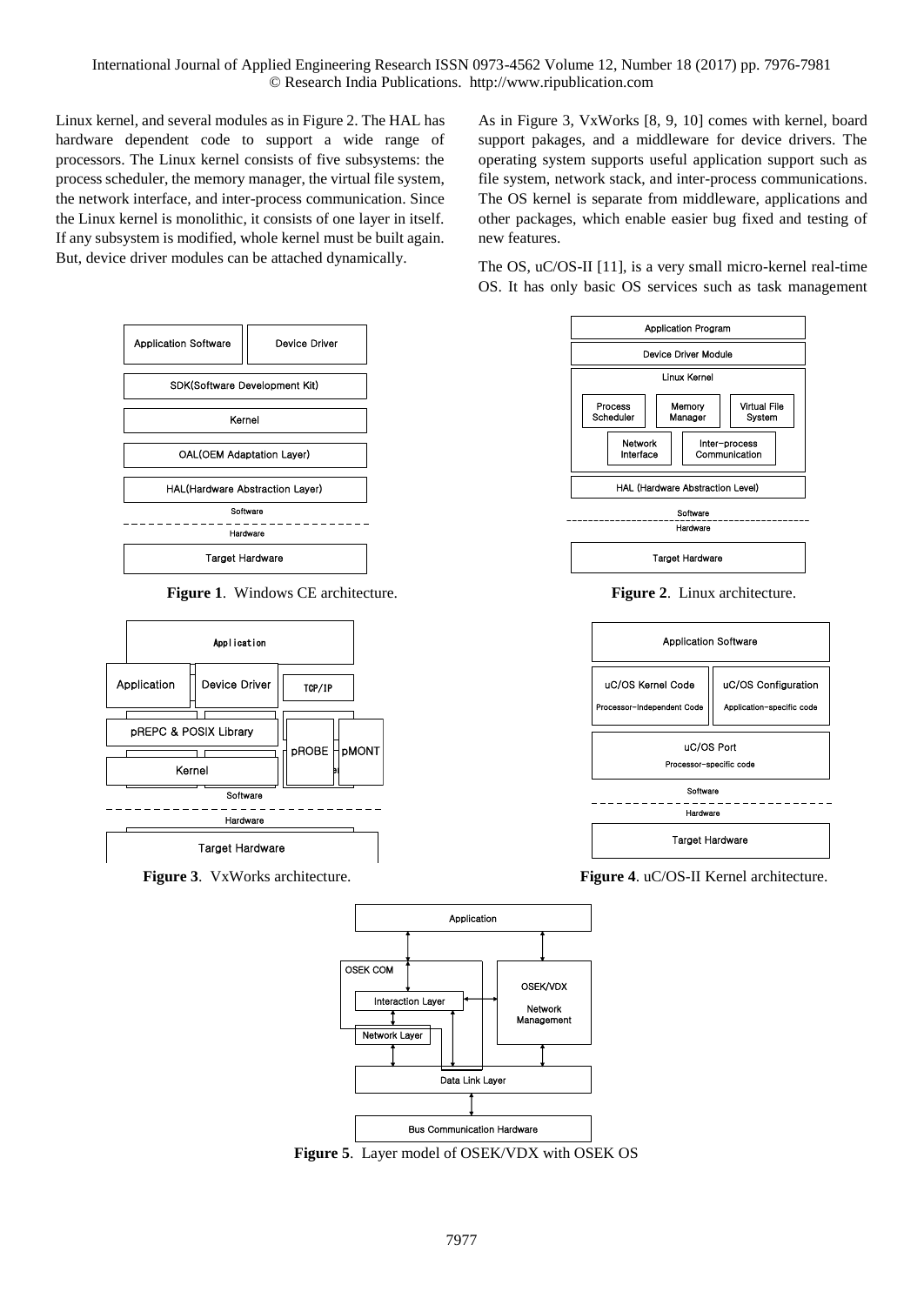Linux kernel, and several modules as in Figure 2. The HAL has hardware dependent code to support a wide range of processors. The Linux kernel consists of five subsystems: the process scheduler, the memory manager, the virtual file system, the network interface, and inter-process communication. Since the Linux kernel is monolithic, it consists of one layer in itself. If any subsystem is modified, whole kernel must be built again. But, device driver modules can be attached dynamically.

As in Figure 3, VxWorks [8, 9, 10] comes with kernel, board support pakages, and a middleware for device drivers. The operating system supports useful application support such as file system, network stack, and inter-process communications. The OS kernel is separate from middleware, applications and other packages, which enable easier bug fixed and testing of new features.

The OS, uC/OS-II [11], is a very small micro-kernel real-time OS. It has only basic OS services such as task management

**Figure 1**. Windows CE architecture.

**Figure 2**. Linux architecture.

**Figure 3**. VxWorks architecture.

**Figure 4**. uC/OS-II Kernel architecture.

**Figure 5**. Layer model of OSEK/VDX with OSEK OS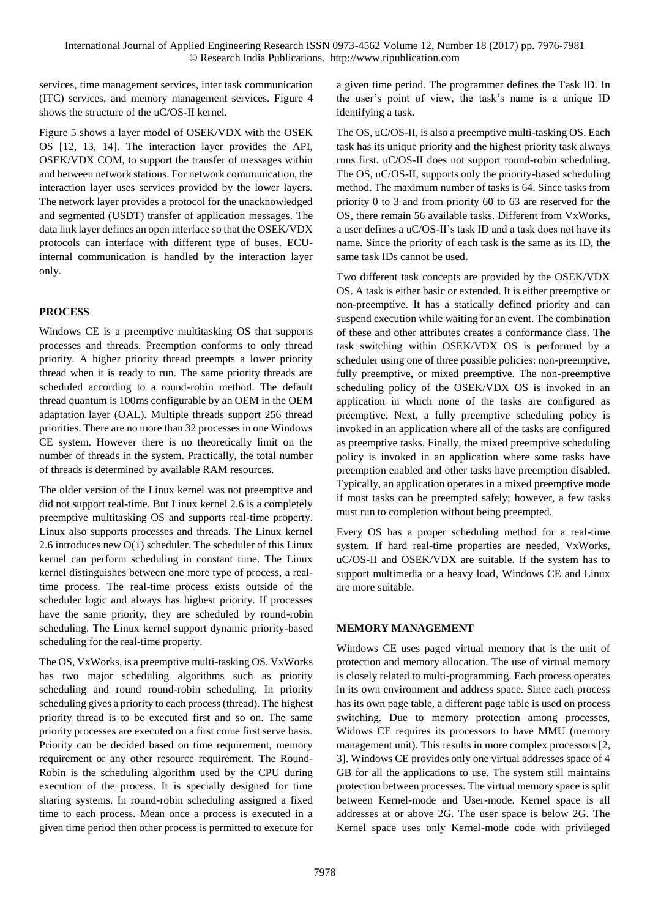services, time management services, inter task communication (ITC) services, and memory management services. Figure 4 shows the structure of the uC/OS-II kernel.

Figure 5 shows a layer model of OSEK/VDX with the OSEK OS [12, 13, 14]. The interaction layer provides the API, OSEK/VDX COM, to support the transfer of messages within and between network stations. For network communication, the interaction layer uses services provided by the lower layers. The network layer provides a protocol for the unacknowledged and segmented (USDT) transfer of application messages. The data link layer defines an open interface so that the OSEK/VDX protocols can interface with different type of buses. ECU-internal communication is handled by the interaction layer only.

## PROCESS

Windows CE is a preemptive multitasking OS that supports processes and threads. Preemption conforms to only thread priority. A higher priority thread preempts a lower priority thread when it is ready to run. The same priority threads are scheduled according to a round-robin method. The default thread quantum is 100ms configurable by an OEM in the OEM adaptation layer (OAL). Multiple threads support 256 thread priorities. There are no more than 32 processes in one Windows CE system. However there is no theoretically limit on the number of threads in the system. Practically, the total number of threads is determined by available RAM resources.

The older version of the Linux kernel was not preemptive and did not support real-time. But Linux kernel 2.6 is a completely preemptive multitasking OS and supports real-time property. Linux also supports processes and threads. The Linux kernel 2.6 introduces new O(1) scheduler. The scheduler of this Linux kernel can perform scheduling in constant time. The Linux kernel distinguishes between one more type of process, a real-time process. The real-time process exists outside of the scheduler logic and always has highest priority. If processes have the same priority, they are scheduled by round-robin scheduling. The Linux kernel support dynamic priority-based scheduling for the real-time property.

The OS, VxWorks, is a preemptive multi-tasking OS. VxWorks has two major scheduling algorithms such as priority scheduling and round round-robin scheduling. In priority scheduling gives a priority to each process (thread). The highest priority thread is to be executed first and so on. The same priority processes are executed on a first come first serve basis. Priority can be decided based on time requirement, memory requirement or any other resource requirement. The Round-Robin is the scheduling algorithm used by the CPU during execution of the process. It is specially designed for time sharing systems. In round-robin scheduling assigned a fixed time to each process. Mean once a process is executed in a given time period then other process is permitted to execute for a given time period. The programmer defines the Task ID. In the user's point of view, the task's name is a unique ID identifying a task.

The OS, uC/OS-II, is also a preemptive multi-tasking OS. Each task has its unique priority and the highest priority task always runs first. uC/OS-II does not support round-robin scheduling. The OS, uC/OS-II, supports only the priority-based scheduling method. The maximum number of tasks is 64. Since tasks from priority 0 to 3 and from priority 60 to 63 are reserved for the OS, there remain 56 available tasks. Different from VxWorks, a user defines a uC/OS-II's task ID and a task does not have its name. Since the priority of each task is the same as its ID, the same task IDs cannot be used.

Two different task concepts are provided by the OSEK/VDX OS. A task is either basic or extended. It is either preemptive or non-preemptive. It has a statically defined priority and can suspend execution while waiting for an event. The combination of these and other attributes creates a conformance class. The task switching within OSEK/VDX OS is performed by a scheduler using one of three possible policies: non-preemptive, fully preemptive, or mixed preemptive. The non-preemptive scheduling policy of the OSEK/VDX OS is invoked in an application in which none of the tasks are configured as preemptive. Next, a fully preemptive scheduling policy is invoked in an application where all of the tasks are configured as preemptive tasks. Finally, the mixed preemptive scheduling policy is invoked in an application where some tasks have preemption enabled and other tasks have preemption disabled. Typically, an application operates in a mixed preemptive mode if most tasks can be preempted safely; however, a few tasks must run to completion without being preempted.

Every OS has a proper scheduling method for a real-time system. If hard real-time properties are needed, VxWorks, uC/OS-II and OSEK/VDX are suitable. If the system has to support multimedia or a heavy load, Windows CE and Linux are more suitable.

## MEMORY MANAGEMENT

Windows CE uses paged virtual memory that is the unit of protection and memory allocation. The use of virtual memory is closely related to multi-programming. Each process operates in its own environment and address space. Since each process has its own page table, a different page table is used on process switching. Due to memory protection among processes, Widows CE requires its processors to have MMU (memory management unit). This results in more complex processors [2, 3]. Windows CE provides only one virtual addresses space of 4 GB for all the applications to use. The system still maintains protection between processes. The virtual memory space is split between Kernel-mode and User-mode. Kernel space is all addresses at or above 2G. The user space is below 2G. The Kernel space uses only Kernel-mode code with privileged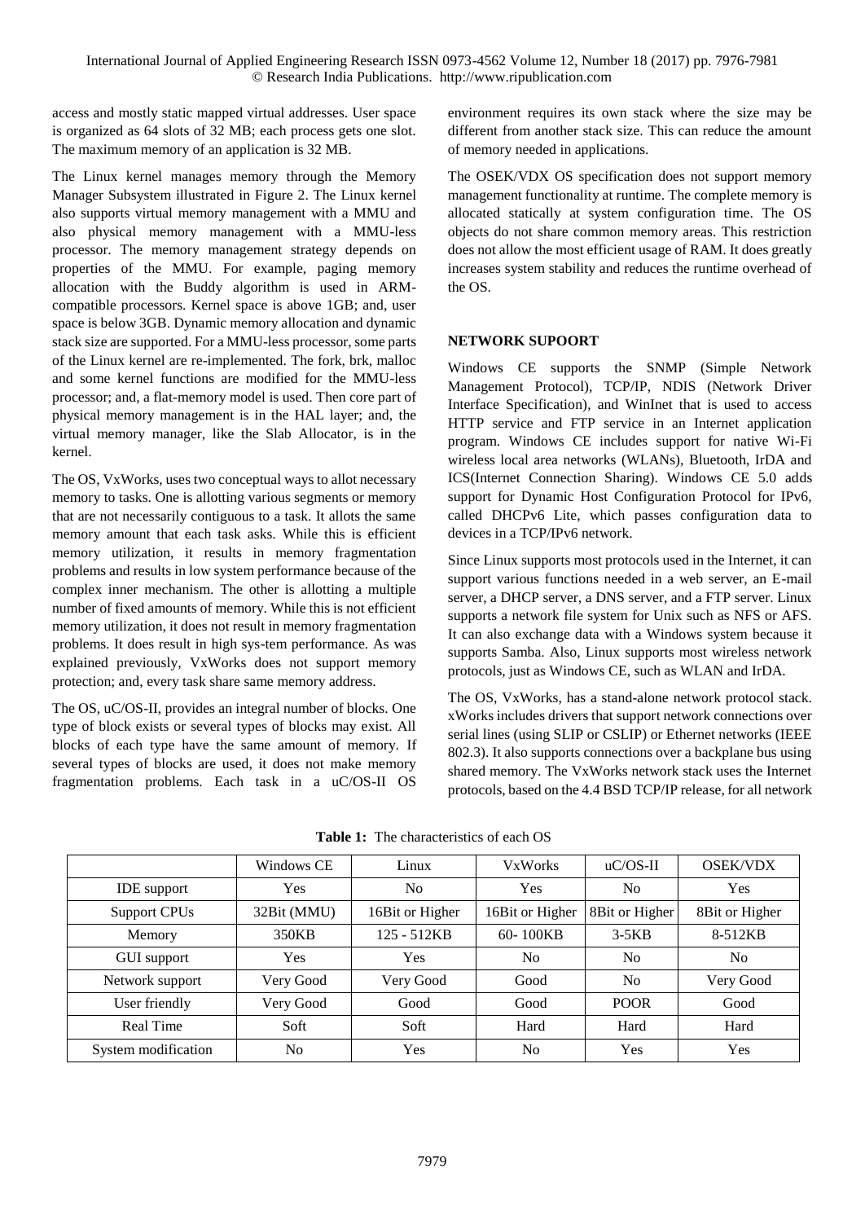access and mostly static mapped virtual addresses. User space is organized as 64 slots of 32 MB; each process gets one slot. The maximum memory of an application is 32 MB.

The Linux kernel manages memory through the Memory Manager Subsystem illustrated in Figure 2. The Linux kernel also supports virtual memory management with a MMU and also physical memory management with a MMU-less processor. The memory management strategy depends on properties of the MMU. For example, paging memory allocation with the Buddy algorithm is used in ARM-compatible processors. Kernel space is above 1GB; and, user space is below 3GB. Dynamic memory allocation and dynamic stack size are supported. For a MMU-less processor, some parts of the Linux kernel are re-implemented. The fork, brk, malloc and some kernel functions are modified for the MMU-less processor; and, a flat-memory model is used. Then core part of physical memory management is in the HAL layer; and, the virtual memory manager, like the Slab Allocator, is in the kernel.

The OS, VxWorks, uses two conceptual ways to allot necessary memory to tasks. One is allotting various segments or memory that are not necessarily contiguous to a task. It allots the same memory amount that each task asks. While this is efficient memory utilization, it results in memory fragmentation problems and results in low system performance because of the complex inner mechanism. The other is allotting a multiple number of fixed amounts of memory. While this is not efficient memory utilization, it does not result in memory fragmentation problems. It does result in high sys-tem performance. As was explained previously, VxWorks does not support memory protection; and, every task share same memory address.

The OS, uC/OS-II, provides an integral number of blocks. One type of block exists or several types of blocks may exist. All blocks of each type have the same amount of memory. If several types of blocks are used, it does not make memory fragmentation problems. Each task in a uC/OS-II OS environment requires its own stack where the size may be different from another stack size. This can reduce the amount of memory needed in applications.

The OSEK/VDX OS specification does not support memory management functionality at runtime. The complete memory is allocated statically at system configuration time. The OS objects do not share common memory areas. This restriction does not allow the most efficient usage of RAM. It does greatly increases system stability and reduces the runtime overhead of the OS.

## NETWORK SUPOORT

Windows CE supports the SNMP (Simple Network Management Protocol), TCP/IP, NDIS (Network Driver Interface Specification), and WinInet that is used to access HTTP service and FTP service in an Internet application program. Windows CE includes support for native Wi-Fi wireless local area networks (WLANs), Bluetooth, IrDA and ICS(Internet Connection Sharing). Windows CE 5.0 adds support for Dynamic Host Configuration Protocol for IPv6, called DHCPv6 Lite, which passes configuration data to devices in a TCP/IPv6 network.

Since Linux supports most protocols used in the Internet, it can support various functions needed in a web server, an E-mail server, a DHCP server, a DNS server, and a FTP server. Linux supports a network file system for Unix such as NFS or AFS. It can also exchange data with a Windows system because it supports Samba. Also, Linux supports most wireless network protocols, just as Windows CE, such as WLAN and IrDA.

The OS, VxWorks, has a stand-alone network protocol stack. xWorks includes drivers that support network connections over serial lines (using SLIP or CSLIP) or Ethernet networks (IEEE 802.3). It also supports connections over a backplane bus using shared memory. The VxWorks network stack uses the Internet protocols, based on the 4.4 BSD TCP/IP release, for all network

**Table 1:** The characteristics of each OS

| | Windows CE | Linux | VxWorks | uC/OS-II | OSEK/VDX |
|---|---|---|---|---|---|
| IDE support | Yes | No | Yes | No | Yes |
| Support CPUs | 32Bit (MMU) | 16Bit or Higher | 16Bit or Higher | 8Bit or Higher | 8Bit or Higher |
| Memory | 350KB | 125 - 512KB | 60- 100KB | 3-5KB | 8-512KB |
| GUI support | Yes | Yes | No | No | No |
| Network support | Very Good | Very Good | Good | No | Very Good |
| User friendly | Very Good | Good | Good | POOR | Good |
| Real Time | Soft | Soft | Hard | Hard | Hard |
| System modification | No | Yes | No | Yes | Yes |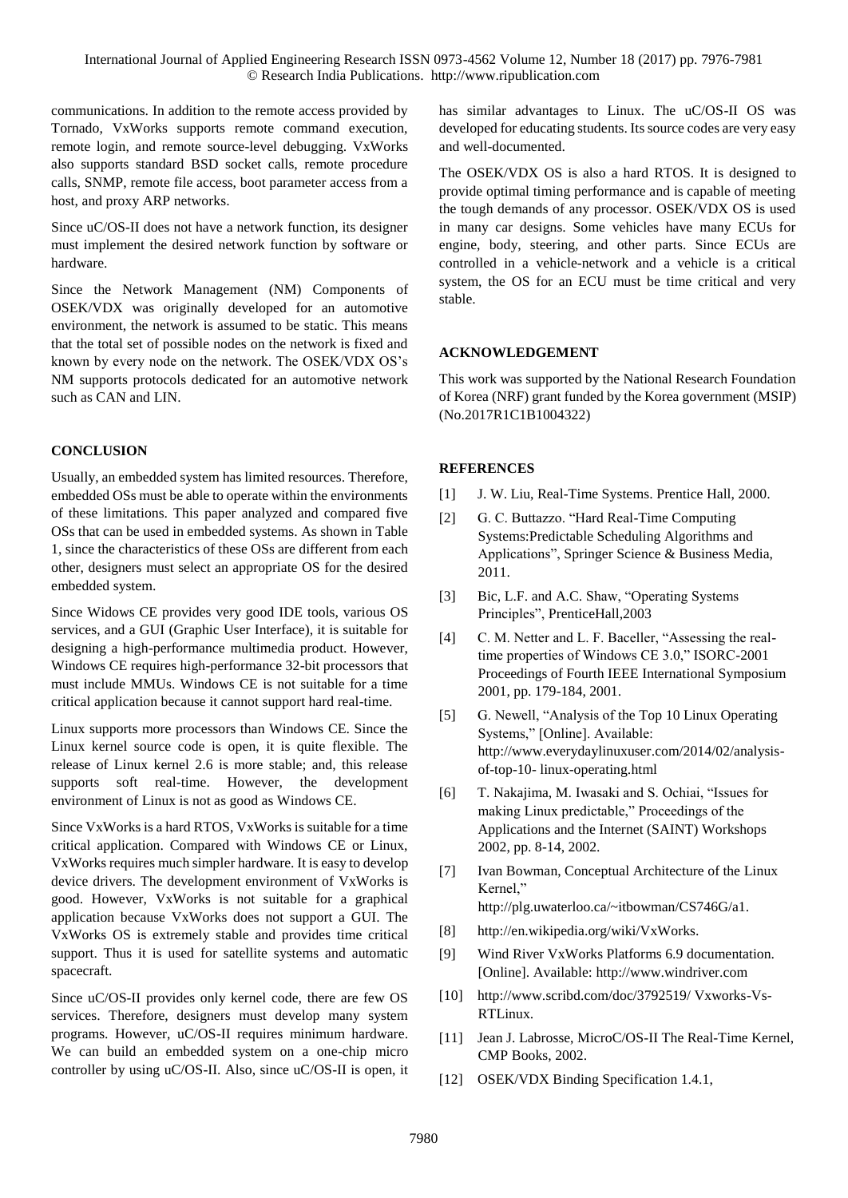communications. In addition to the remote access provided by Tornado, VxWorks supports remote command execution, remote login, and remote source-level debugging. VxWorks also supports standard BSD socket calls, remote procedure calls, SNMP, remote file access, boot parameter access from a host, and proxy ARP networks.

Since uC/OS-II does not have a network function, its designer must implement the desired network function by software or hardware.

Since the Network Management (NM) Components of OSEK/VDX was originally developed for an automotive environment, the network is assumed to be static. This means that the total set of possible nodes on the network is fixed and known by every node on the network. The OSEK/VDX OS's NM supports protocols dedicated for an automotive network such as CAN and LIN.

## CONCLUSION

Usually, an embedded system has limited resources. Therefore, embedded OSs must be able to operate within the environments of these limitations. This paper analyzed and compared five OSs that can be used in embedded systems. As shown in Table 1, since the characteristics of these OSs are different from each other, designers must select an appropriate OS for the desired embedded system.

Since Widows CE provides very good IDE tools, various OS services, and a GUI (Graphic User Interface), it is suitable for designing a high-performance multimedia product. However, Windows CE requires high-performance 32-bit processors that must include MMUs. Windows CE is not suitable for a time critical application because it cannot support hard real-time.

Linux supports more processors than Windows CE. Since the Linux kernel source code is open, it is quite flexible. The release of Linux kernel 2.6 is more stable; and, this release supports soft real-time. However, the development environment of Linux is not as good as Windows CE.

Since VxWorks is a hard RTOS, VxWorks is suitable for a time critical application. Compared with Windows CE or Linux, VxWorks requires much simpler hardware. It is easy to develop device drivers. The development environment of VxWorks is good. However, VxWorks is not suitable for a graphical application because VxWorks does not support a GUI. The VxWorks OS is extremely stable and provides time critical support. Thus it is used for satellite systems and automatic spacecraft.

Since uC/OS-II provides only kernel code, there are few OS services. Therefore, designers must develop many system programs. However, uC/OS-II requires minimum hardware. We can build an embedded system on a one-chip micro controller by using uC/OS-II. Also, since uC/OS-II is open, it has similar advantages to Linux. The uC/OS-II OS was developed for educating students. Its source codes are very easy and well-documented.

The OSEK/VDX OS is also a hard RTOS. It is designed to provide optimal timing performance and is capable of meeting the tough demands of any processor. OSEK/VDX OS is used in many car designs. Some vehicles have many ECUs for engine, body, steering, and other parts. Since ECUs are controlled in a vehicle-network and a vehicle is a critical system, the OS for an ECU must be time critical and very stable.

## ACKNOWLEDGEMENT

This work was supported by the National Research Foundation of Korea (NRF) grant funded by the Korea government (MSIP) (No.2017R1C1B1004322)

## REFERENCES

[1] J. W. Liu, Real-Time Systems. Prentice Hall, 2000.

[2] G. C. Buttazzo. "Hard Real-Time Computing Systems:Predictable Scheduling Algorithms and Applications", Springer Science & Business Media, 2011.

[3] Bic, L.F. and A.C. Shaw, "Operating Systems Principles", PrenticeHall,2003

[4] C. M. Netter and L. F. Baceller, "Assessing the real-time properties of Windows CE 3.0," ISORC-2001 Proceedings of Fourth IEEE International Symposium 2001, pp. 179-184, 2001.

[5] G. Newell, "Analysis of the Top 10 Linux Operating Systems," [Online]. Available: http://www.everydaylinuxuser.com/2014/02/analysis-of-top-10- linux-operating.html

[6] T. Nakajima, M. Iwasaki and S. Ochiai, "Issues for making Linux predictable," Proceedings of the Applications and the Internet (SAINT) Workshops 2002, pp. 8-14, 2002.

[7] Ivan Bowman, Conceptual Architecture of the Linux Kernel," http://plg.uwaterloo.ca/~itbowman/CS746G/a1.

[8] http://en.wikipedia.org/wiki/VxWorks.

[9] Wind River VxWorks Platforms 6.9 documentation. [Online]. Available: http://www.windriver.com

[10] http://www.scribd.com/doc/3792519/ Vxworks-Vs-RTLinux.

[11] Jean J. Labrosse, MicroC/OS-II The Real-Time Kernel, CMP Books, 2002.

[12] OSEK/VDX Binding Specification 1.4.1,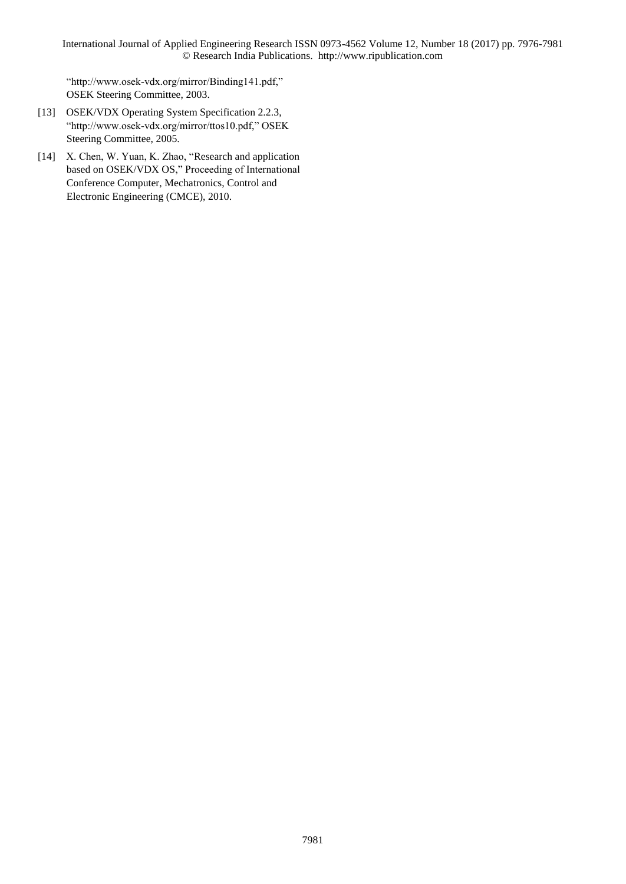"http://www.osek-vdx.org/mirror/Binding141.pdf," OSEK Steering Committee, 2003.

[13] OSEK/VDX Operating System Specification 2.2.3, "http://www.osek-vdx.org/mirror/ttos10.pdf," OSEK Steering Committee, 2005.

[14] X. Chen, W. Yuan, K. Zhao, "Research and application based on OSEK/VDX OS," Proceeding of International Conference Computer, Mechatronics, Control and Electronic Engineering (CMCE), 2010.